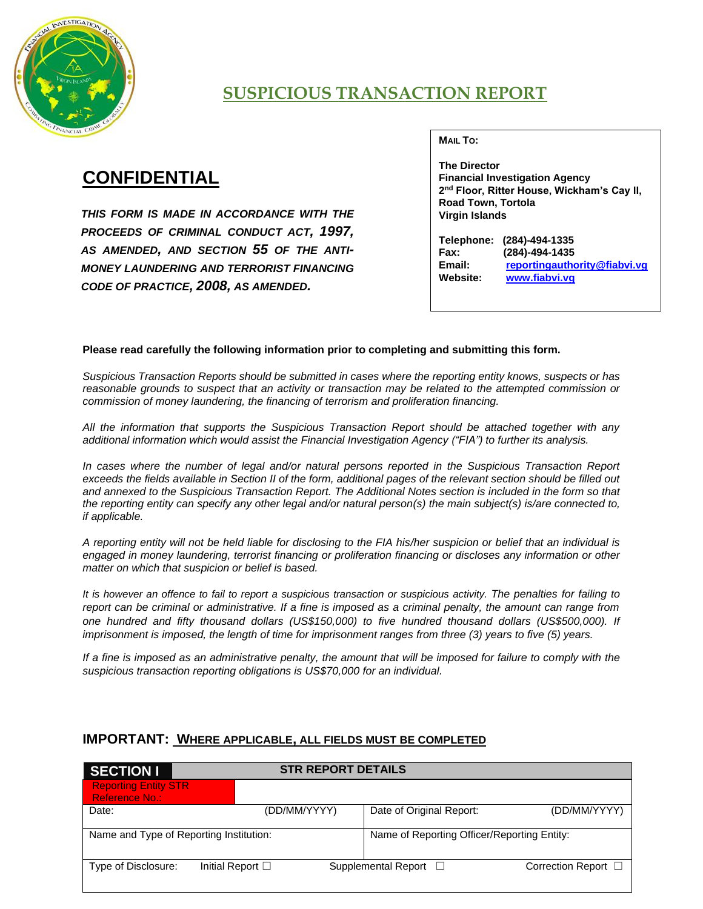# SUSPICIOUS TRANSACTION REPORT

## CONFIDENTIAL

***THIS FORM IS MADE IN ACCORDANCE WITH THE PROCEEDS OF CRIMINAL CONDUCT ACT, 1997, AS AMENDED, AND SECTION 55 OF THE ANTI-MONEY LAUNDERING AND TERRORIST FINANCING CODE OF PRACTICE, 2008, AS AMENDED.***

**MAIL TO:**

**The Director**
**Financial Investigation Agency**
**2nd Floor, Ritter House, Wickham's Cay II,**
**Road Town, Tortola**
**Virgin Islands**

**Telephone:** (284)-494-1335
**Fax:** (284)-494-1435
**Email:** reportingauthority@fiabvi.vg
**Website:** www.fiabvi.vg

**Please read carefully the following information prior to completing and submitting this form.**

*Suspicious Transaction Reports should be submitted in cases where the reporting entity knows, suspects or has reasonable grounds to suspect that an activity or transaction may be related to the attempted commission or commission of money laundering, the financing of terrorism and proliferation financing.*

*All the information that supports the Suspicious Transaction Report should be attached together with any additional information which would assist the Financial Investigation Agency ("FIA") to further its analysis.*

*In cases where the number of legal and/or natural persons reported in the Suspicious Transaction Report exceeds the fields available in Section II of the form, additional pages of the relevant section should be filled out and annexed to the Suspicious Transaction Report. The Additional Notes section is included in the form so that the reporting entity can specify any other legal and/or natural person(s) the main subject(s) is/are connected to, if applicable.*

*A reporting entity will not be held liable for disclosing to the FIA his/her suspicion or belief that an individual is engaged in money laundering, terrorist financing or proliferation financing or discloses any information or other matter on which that suspicion or belief is based.*

*It is however an offence to fail to report a suspicious transaction or suspicious activity. The penalties for failing to report can be criminal or administrative. If a fine is imposed as a criminal penalty, the amount can range from one hundred and fifty thousand dollars (US$150,000) to five hundred thousand dollars (US$500,000). If imprisonment is imposed, the length of time for imprisonment ranges from three (3) years to five (5) years.*

*If a fine is imposed as an administrative penalty, the amount that will be imposed for failure to comply with the suspicious transaction reporting obligations is US$70,000 for an individual.*

### IMPORTANT: WHERE APPLICABLE, ALL FIELDS MUST BE COMPLETED

| SECTION I | STR REPORT DETAILS | | |
|---|---|---|---|
| Reporting Entity STR Reference No.: | | | |
| Date: | (DD/MM/YYYY) | Date of Original Report: | (DD/MM/YYYY) |
| Name and Type of Reporting Institution: | | Name of Reporting Officer/Reporting Entity: | |
| Type of Disclosure: | Initial Report ☐ | Supplemental Report ☐ | Correction Report ☐ |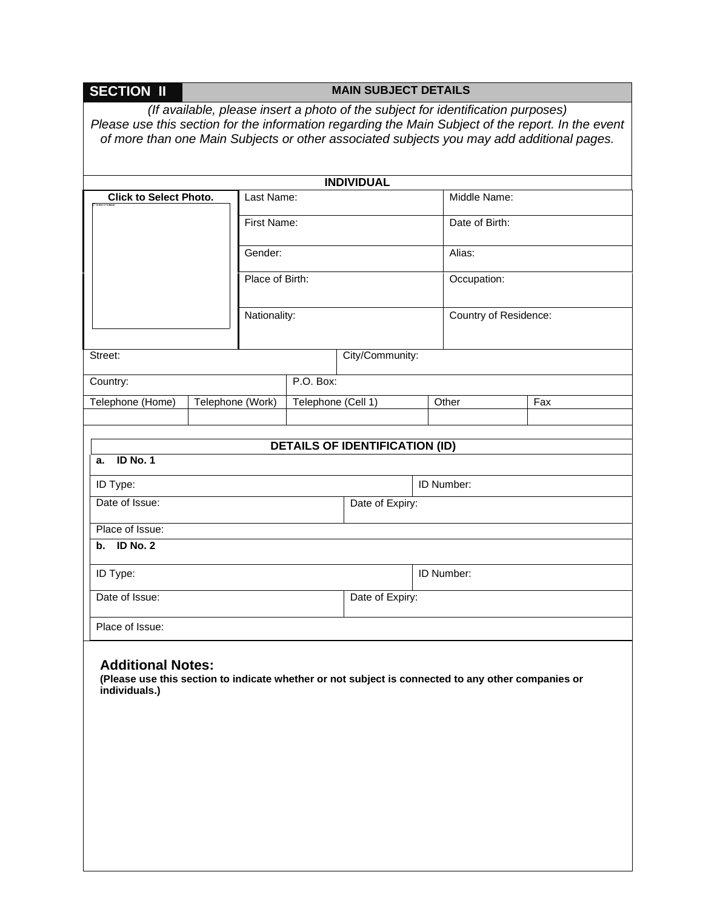## SECTION II — MAIN SUBJECT DETAILS

*(If available, please insert a photo of the subject for identification purposes)*
*Please use this section for the information regarding the Main Subject of the report. In the event of more than one Main Subjects or other associated subjects you may add additional pages.*

### INDIVIDUAL

| Click to Select Photo. | Last Name: | Middle Name: |
|---|---|---|
| | First Name: | Date of Birth: |
| | Gender: | Alias: |
| | Place of Birth: | Occupation: |
| | Nationality: | Country of Residence: |

| Street: | City/Community: |
|---|---|
| Country: | P.O. Box: |

| Telephone (Home) | Telephone (Work) | Telephone (Cell 1) | Other | Fax |
|---|---|---|---|---|
| | | | | |

### DETAILS OF IDENTIFICATION (ID)

**a. ID No. 1**

| ID Type: | ID Number: |
|---|---|
| Date of Issue: | Date of Expiry: |
| Place of Issue: | |

**b. ID No. 2**

| ID Type: | ID Number: |
|---|---|
| Date of Issue: | Date of Expiry: |
| Place of Issue: | |

### Additional Notes:

**(Please use this section to indicate whether or not subject is connected to any other companies or individuals.)**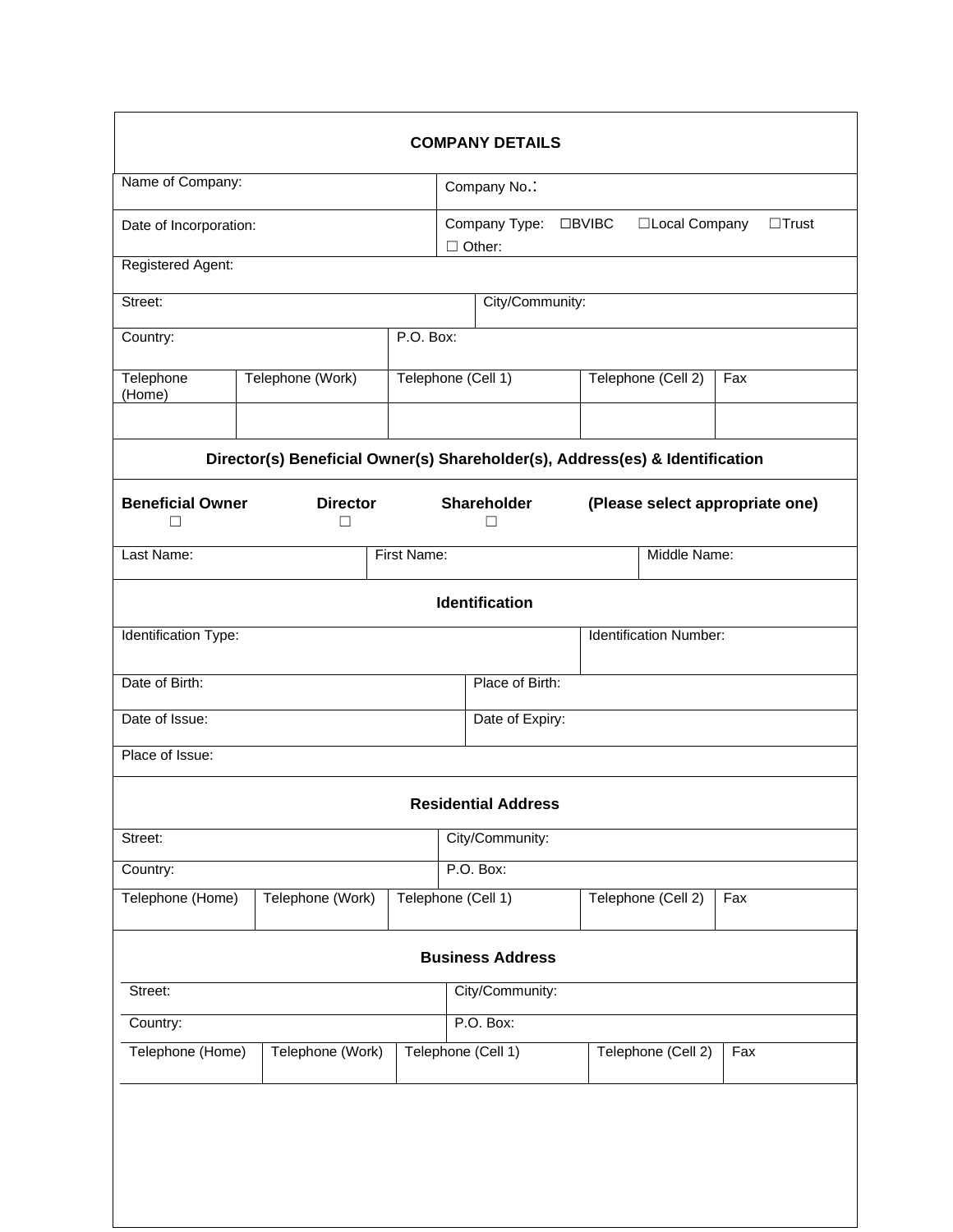## COMPANY DETAILS

| Name of Company: | Company No.: |
|---|---|
| Date of Incorporation: | Company Type: ☐BVIBC ☐Local Company ☐Trust ☐ Other: |

| Registered Agent: | |
|---|---|
| Street: | City/Community: |
| Country: | P.O. Box: |

| Telephone (Home) | Telephone (Work) | Telephone (Cell 1) | Telephone (Cell 2) | Fax |
|---|---|---|---|---|
| | | | | |

### Director(s) Beneficial Owner(s) Shareholder(s), Address(es) & Identification

**Beneficial Owner** ☐ **Director** ☐ **Shareholder** ☐ **(Please select appropriate one)**

| Last Name: | First Name: | Middle Name: |
|---|---|---|

### Identification

| Identification Type: | Identification Number: |
|---|---|
| Date of Birth: | Place of Birth: |
| Date of Issue: | Date of Expiry: |
| Place of Issue: | |

### Residential Address

| Street: | City/Community: |
|---|---|
| Country: | P.O. Box: |

| Telephone (Home) | Telephone (Work) | Telephone (Cell 1) | Telephone (Cell 2) | Fax |
|---|---|---|---|---|

### Business Address

| Street: | City/Community: |
|---|---|
| Country: | P.O. Box: |

| Telephone (Home) | Telephone (Work) | Telephone (Cell 1) | Telephone (Cell 2) | Fax |
|---|---|---|---|---|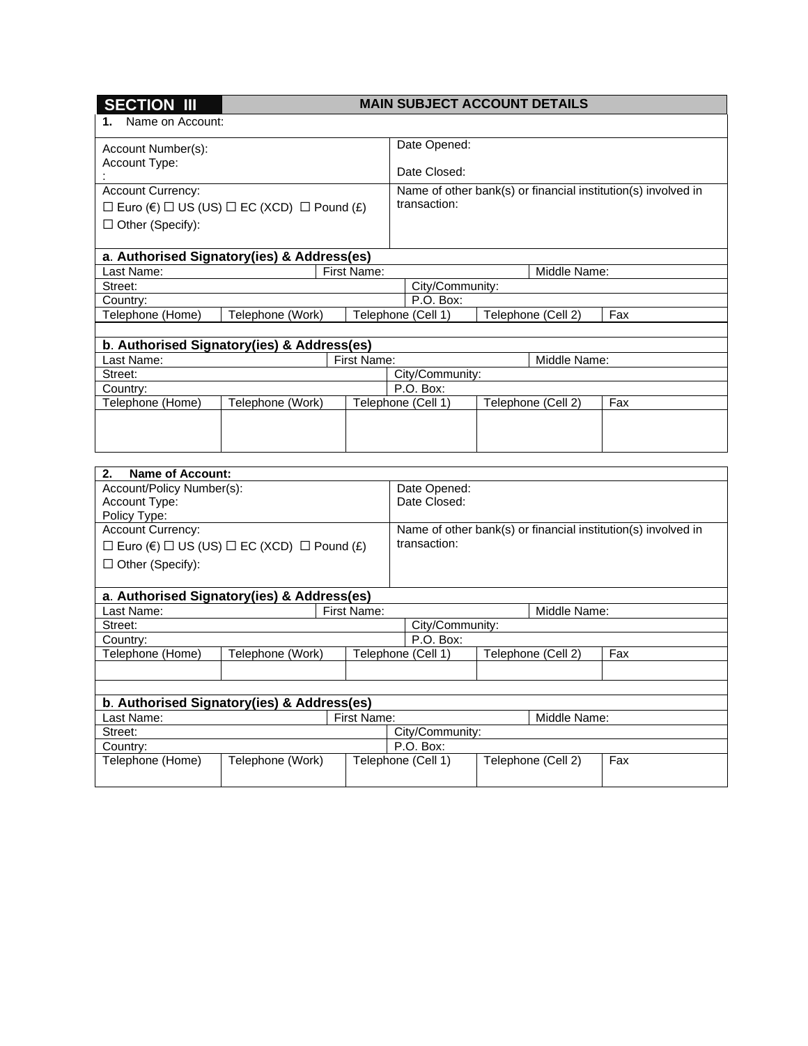## SECTION III — MAIN SUBJECT ACCOUNT DETAILS

| **1.** Name on Account: | |
|---|---|
| Account Number(s):<br>Account Type:<br>: | Date Opened:<br><br>Date Closed: |
| Account Currency:<br>☐ Euro (€) ☐ US (US) ☐ EC (XCD) ☐ Pound (£)<br>☐ Other (Specify): | Name of other bank(s) or financial institution(s) involved in transaction: |

**a. Authorised Signatory(ies) & Address(es)**

| Last Name: | | First Name: | | Middle Name: |
|---|---|---|---|---|
| Street: | | | City/Community: | |
| Country: | | | P.O. Box: | |
| Telephone (Home) | Telephone (Work) | Telephone (Cell 1) | Telephone (Cell 2) | Fax |
| | | | | |

**b. Authorised Signatory(ies) & Address(es)**

| Last Name: | | First Name: | | Middle Name: |
|---|---|---|---|---|
| Street: | | | City/Community: | |
| Country: | | | P.O. Box: | |
| Telephone (Home) | Telephone (Work) | Telephone (Cell 1) | Telephone (Cell 2) | Fax |
| | | | | |

| **2. Name of Account:** | |
|---|---|
| Account/Policy Number(s):<br>Account Type:<br>Policy Type: | Date Opened:<br>Date Closed: |
| Account Currency:<br>☐ Euro (€) ☐ US (US) ☐ EC (XCD) ☐ Pound (£)<br>☐ Other (Specify): | Name of other bank(s) or financial institution(s) involved in transaction: |

**a. Authorised Signatory(ies) & Address(es)**

| Last Name: | | First Name: | | Middle Name: |
|---|---|---|---|---|
| Street: | | | City/Community: | |
| Country: | | | P.O. Box: | |
| Telephone (Home) | Telephone (Work) | Telephone (Cell 1) | Telephone (Cell 2) | Fax |
| | | | | |

**b. Authorised Signatory(ies) & Address(es)**

| Last Name: | | First Name: | | Middle Name: |
|---|---|---|---|---|
| Street: | | | City/Community: | |
| Country: | | | P.O. Box: | |
| Telephone (Home) | Telephone (Work) | Telephone (Cell 1) | Telephone (Cell 2) | Fax |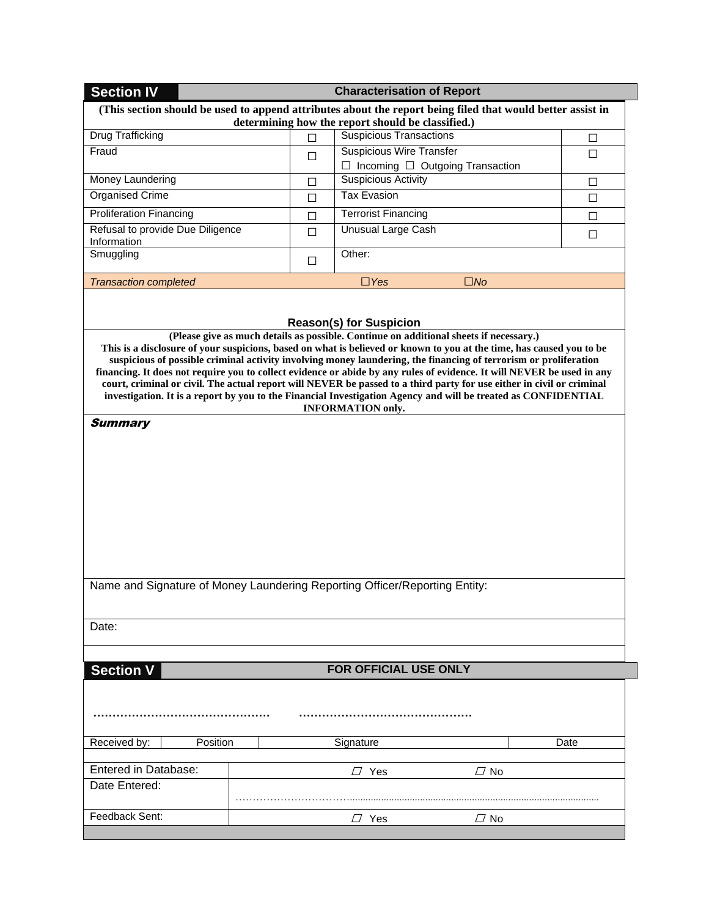## Section IV — Characterisation of Report

**(This section should be used to append attributes about the report being filed that would better assist in determining how the report should be classified.)**

| | | | |
|---|---|---|---|
| Drug Trafficking | ☐ | Suspicious Transactions | ☐ |
| Fraud | ☐ | Suspicious Wire Transfer<br>☐ Incoming ☐ Outgoing Transaction | ☐ |
| Money Laundering | ☐ | Suspicious Activity | ☐ |
| Organised Crime | ☐ | Tax Evasion | ☐ |
| Proliferation Financing | ☐ | Terrorist Financing | ☐ |
| Refusal to provide Due Diligence Information | ☐ | Unusual Large Cash | ☐ |
| Smuggling | ☐ | Other: | |

*Transaction completed* ☐*Yes* ☐*No*

### Reason(s) for Suspicion

**(Please give as much details as possible. Continue on additional sheets if necessary.)**
**This is a disclosure of your suspicions, based on what is believed or known to you at the time, has caused you to be suspicious of possible criminal activity involving money laundering, the financing of terrorism or proliferation financing. It does not require you to collect evidence or abide by any rules of evidence. It will NEVER be used in any court, criminal or civil. The actual report will NEVER be passed to a third party for use either in civil or criminal investigation. It is a report by you to the Financial Investigation Agency and will be treated as CONFIDENTIAL INFORMATION only.**

***Summary***

Name and Signature of Money Laundering Reporting Officer/Reporting Entity:

Date:

## Section V — FOR OFFICIAL USE ONLY

………………………………………. ……………………………………….

| Received by: | Position | Signature | Date |
|---|---|---|---|

| | |
|---|---|
| Entered in Database: | ☐ Yes ☐ No |
| Date Entered: | ……………………………………………………………………………………………… |
| Feedback Sent: | ☐ Yes ☐ No |